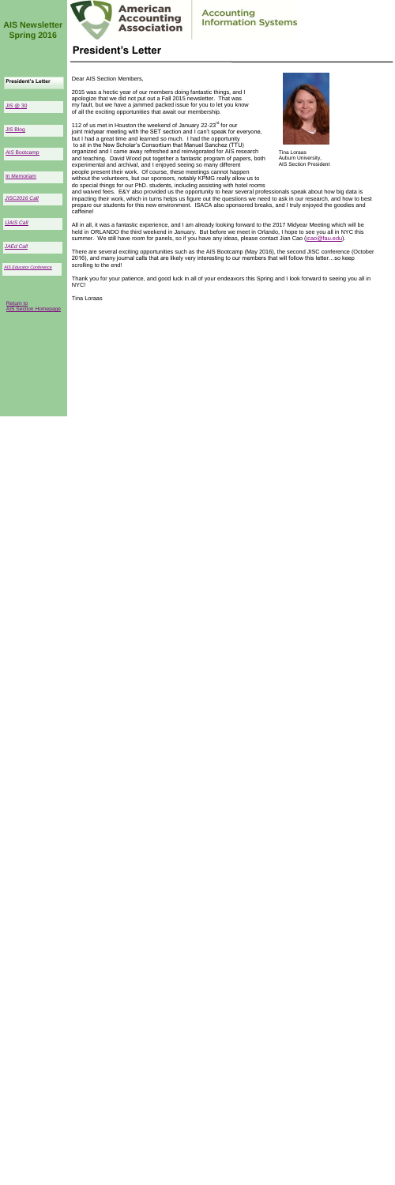# AIS Newsletter Spring 2016

American Accounting Association

Accounting Information Systems

## President's Letter

- President's Letter
- JIS @ 30
- JIS Blog
- AIS Bootcamp
- In Memoriam
- JISC2016 Call
- IJAIS Call
- JAEd Call
- AIS Educator Conference

Return to AIS Section Homepage

Dear AIS Section Members,

2015 was a hectic year of our members doing fantastic things, and I apologize that we did not put out a Fall 2015 newsletter. That was my fault, but we have a jammed packed issue for you to let you know of all the exciting opportunities that await our membership.

112 of us met in Houston the weekend of January 22-23rd for our joint midyear meeting with the SET section and I can't speak for everyone, but I had a great time and learned so much. I had the opportunity to sit in the New Scholar's Consortium that Manuel Sanchez (TTU) organized and I came away refreshed and reinvigorated for AIS research and teaching. David Wood put together a fantastic program of papers, both experimental and archival, and I enjoyed seeing so many different people present their work. Of course, these meetings cannot happen without the volunteers, but our sponsors, notably KPMG really allow us to do special things for our PhD. students, including assisting with hotel rooms and waived fees. E&Y also provided us the opportunity to hear several professionals speak about how big data is impacting their work, which in turns helps us figure out the questions we need to ask in our research, and how to best prepare our students for this new environment. ISACA also sponsored breaks, and I truly enjoyed the goodies and caffeine!

Tina Loraas
Auburn University,
AIS Section President

All in all, it was a fantastic experience, and I am already looking forward to the 2017 Midyear Meeting which will be held in ORLANDO the third weekend in January. But before we meet in Orlando, I hope to see you all in NYC this summer. We still have room for panels, so if you have any ideas, please contact Jian Cao (jcao@fau.edu).

There are several exciting opportunities such as the AIS Bootcamp (May 2016), the second JISC conference (October 2016), and many journal calls that are likely very interesting to our members that will follow this letter…so keep scrolling to the end!

Thank you for your patience, and good luck in all of your endeavors this Spring and I look forward to seeing you all in NYC!

Tina Loraas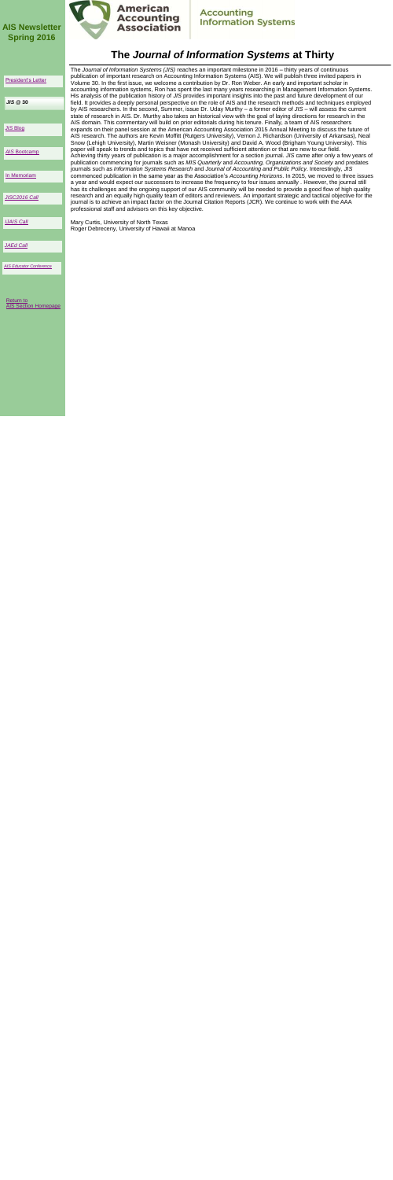AIS Newsletter Spring 2016

American Accounting Association | Accounting Information Systems

- President's Letter
- *JIS* @ 30
- *JIS* Blog
- AIS Bootcamp
- In Memoriam
- *JISC2016* Call
- *IJAIS* Call
- *JAEd* Call
- *AIS Educator Conference*
- Return to AIS Section Homepage

# The *Journal of Information Systems* at Thirty

The *Journal of Information Systems (JIS)* reaches an important milestone in 2016 – thirty years of continuous publication of important research on Accounting Information Systems (AIS). We will publish three invited papers in Volume 30. In the first issue, we welcome a contribution by Dr. Ron Weber. An early and important scholar in accounting information systems, Ron has spent the last many years researching in Management Information Systems. His analysis of the publication history of *JIS* provides important insights into the past and future development of our field. It provides a deeply personal perspective on the role of AIS and the research methods and techniques employed by AIS researchers. In the second, Summer, issue Dr. Uday Murthy – a former editor of *JIS* – will assess the current state of research in AIS. Dr. Murthy also takes an historical view with the goal of laying directions for research in the AIS domain. This commentary will build on prior editorials during his tenure. Finally, a team of AIS researchers expands on their panel session at the American Accounting Association 2015 Annual Meeting to discuss the future of AIS research. The authors are Kevin Moffitt (Rutgers University), Vernon J. Richardson (University of Arkansas), Neal Snow (Lehigh University), Martin Weisner (Monash University) and David A. Wood (Brigham Young University). This paper will speak to trends and topics that have not received sufficient attention or that are new to our field.

Achieving thirty years of publication is a major accomplishment for a section journal. *JIS* came after only a few years of publication commencing for journals such as *MIS Quarterly* and *Accounting, Organizations and Society* and predates journals such as *Information Systems Research* and *Journal of Accounting and Public Policy*. Interestingly, *JIS* commenced publication in the same year as the Association's *Accounting Horizons*. In 2015, we moved to three issues a year and would expect our successors to increase the frequency to four issues annually . However, the journal still has its challenges and the ongoing support of our AIS community will be needed to provide a good flow of high quality research and an equally high quality team of editors and reviewers. An important strategic and tactical objective for the journal is to achieve an impact factor on the Journal Citation Reports (JCR). We continue to work with the AAA professional staff and advisors on this key objective.

Mary Curtis, University of North Texas
Roger Debreceny, University of Hawaii at Manoa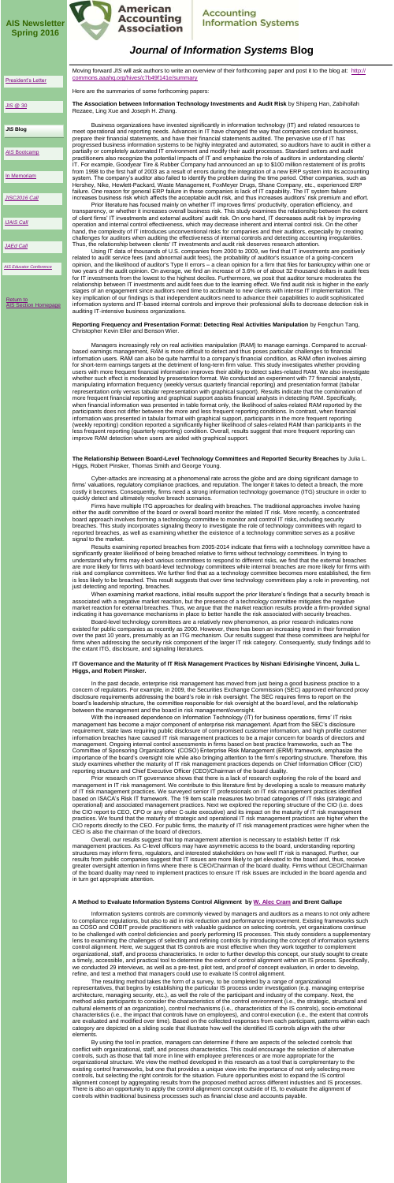# AIS Newsletter Spring 2016

American Accounting Association | Accounting Information Systems

# *Journal of Information Systems* Blog

- President's Letter
- JIS @ 30
- **JIS Blog**
- AIS Bootcamp
- In Memoriam
- JISC2016 Call
- IJAIS Call
- JAEd Call
- AIS Educator Conference
- Return to AIS Section Homepage

Moving forward *JIS* will ask authors to write an overview of their forthcoming paper and post it to the blog at: http://commons.aaahq.org/hives/c7b49f141e/summary

Here are the summaries of some forthcoming papers:

**The Association between Information Technology Investments and Audit Risk** by Shipeng Han, Zabihollah Rezaee, Ling Xue and Joseph H. Zhang.

Business organizations have invested significantly in information technology (IT) and related resources to meet operational and reporting needs. Advances in IT have changed the way that companies conduct business, prepare their financial statements, and have their financial statements audited. The pervasive use of IT has progressed business information systems to be highly integrated and automated, so auditors have to audit in either a partially or completely automated IT environment and modify their audit processes. Standard setters and audit practitioners also recognize the potential impacts of IT and emphasize the role of auditors in understanding clients' IT. For example, Goodyear Tire & Rubber Company had announced an up to $100 million restatement of its profits from 1998 to the first half of 2003 as a result of errors during the integration of a new ERP system into its accounting system. The company's auditor also failed to identify the problem during the time period. Other companies, such as Hershey, Nike, Hewlett-Packard, Waste Management, FoxMeyer Drugs, Shane Company, etc., experienced ERP failure. One reason for general ERP failure in these companies is lack of IT capability. The IT system failure increases business risk which affects the acceptable audit risk, and thus increases auditors' risk premium and effort.

Prior literature has focused mainly on whether IT improves firms' productivity, operation efficiency, and transparency, or whether it increases overall business risk. This study examines the relationship between the extent of client firms' IT investments and external auditors' audit risk. On one hand, IT decreases audit risk by improving operation and internal control effectiveness, which may decrease inherent and internal control risk. On the other hand, the complexity of IT introduces unconventional risks for companies and their auditors, especially by creating challenges for auditors when auditing the effectiveness of internal controls and detecting accounting irregularities. Thus, the relationship between clients' IT investments and audit risk deserves research attention.

Using IT data of thousands of U.S. companies from 2000 to 2009, we find that IT investments are positively related to audit service fees (and abnormal audit fees), the probability of auditor's issuance of a going-concern opinion, and the likelihood of auditor's Type II errors – a clean opinion for a firm that files for bankruptcy within one or two years of the audit opinion. On average, we find an increase of 3.6% or of about 32 thousand dollars in audit fees for IT investments from the lowest to the highest deciles. Furthermore, we posit that auditor tenure moderates the relationship between IT investments and audit fees due to the learning effect. We find audit risk is higher in the early stages of an engagement since auditors need time to acclimate to new clients with intense IT implementation. The key implication of our findings is that independent auditors need to advance their capabilities to audit sophisticated information systems and IT-based internal controls and improve their professional skills to decrease detection risk in auditing IT-intensive business organizations.

**Reporting Frequency and Presentation Format: Detecting Real Activities Manipulation** by Fengchun Tang, Christopher Kevin Eller and Benson Wier.

Managers increasingly rely on real activities manipulation (RAM) to manage earnings. Compared to accrual-based earnings management, RAM is more difficult to detect and thus poses particular challenges to financial information users. RAM can also be quite harmful to a company's financial condition, as RAM often involves aiming for short-term earnings targets at the detriment of long-term firm value. This study investigates whether providing users with more frequent financial information improves their ability to detect sales-related RAM. We also investigate whether such effect is moderated by presentation format. We conducted an experiment with 77 financial analysts, manipulating information frequency (weekly versus quarterly financial reporting) and presentation format (tabular representation only versus tabular representation with graphical support). Results indicate that the combination of more frequent financial reporting and graphical support assists financial analysts in detecting RAM. Specifically, when financial information was presented in table format only, the likelihood of sales-related RAM reported by the participants does not differ between the more and less frequent reporting conditions. In contrast, when financial information was presented in tabular format with graphical support, participants in the more frequent reporting (weekly reporting) condition reported a significantly higher likelihood of sales-related RAM than participants in the less frequent reporting (quarterly reporting) condition. Overall, results suggest that more frequent reporting can improve RAM detection when users are aided with graphical support.

**The Relationship Between Board-Level Technology Committees and Reported Security Breaches** by Julia L. Higgs, Robert Pinsker, Thomas Smith and George Young.

Cyber-attacks are increasing at a phenomenal rate across the globe and are doing significant damage to firms' valuations, regulatory compliance practices, and reputation. The longer it takes to detect a breach, the more costly it becomes. Consequently, firms need a strong information technology governance (ITG) structure in order to quickly detect and ultimately resolve breach scenarios.

Firms have multiple ITG approaches for dealing with breaches. The traditional approaches involve having either the audit committee of the board or overall board monitor the related IT risk. More recently, a concentrated board approach involves forming a technology committee to monitor and control IT risks, including security breaches. This study incorporates signaling theory to investigate the role of technology committees with regard to reported breaches, as well as examining whether the existence of a technology committee serves as a positive signal to the market.

Results examining reported breaches from 2005-2014 indicate that firms with a technology committee have a significantly greater likelihood of being breached relative to firms without technology committees. In trying to understand why firms may elect various committees to respond to different risks, we find that the external breaches are more likely for firms with board-level technology committees while internal breaches are more likely for firms with risk and compliance committees. We further find that as a technology committee becomes more established, the firm is less likely to be breached. This result suggests that over time technology committees play a role in preventing, not just detecting and reporting, breaches.

When examining market reactions, initial results support the prior literature's findings that a security breach is associated with a negative market reaction, but the presence of a technology committee mitigates the negative market reaction for external breaches. Thus, we argue that the market reaction results provide a firm-provided signal indicating it has governance mechanisms in place to better handle the risk associated with security breaches.

Board-level technology committees are a relatively new phenomenon, as prior research indicates none existed for public companies as recently as 2000. However, there has been an increasing trend in their formation over the past 10 years, presumably as an ITG mechanism. Our results suggest that these committees are helpful for firms when addressing the security risk component of the larger IT risk category. Consequently, study findings add to the extant ITG, disclosure, and signaling literatures.

**IT Governance and the Maturity of IT Risk Management Practices by Nishani Edirisinghe Vincent, Julia L. Higgs, and Robert Pinsker.**

In the past decade, enterprise risk management has moved from just being a good business practice to a concern of regulators. For example, in 2009, the Securities Exchange Commission (SEC) approved enhanced proxy disclosure requirements addressing the board's role in risk oversight. The SEC requires firms to report on the board's leadership structure, the committee responsible for risk oversight at the board level, and the relationship between the management and the board in risk management/oversight.

With the increased dependence on Information Technology (IT) for business operations, firms' IT risks management has become a major component of enterprise risk management. Apart from the SEC's disclosure requirement, state laws requiring public disclosure of compromised customer information, and high profile customer information breaches have caused IT risk management practices to be a major concern for boards of directors and management. Ongoing internal control assessments in firms based on best practice frameworks, such as The Committee of Sponsoring Organizations' (COSO) Enterprise Risk Management (ERM) framework, emphasize the importance of the board's oversight role while also bringing attention to the firm's reporting structure. Therefore, this study examines whether the maturity of IT risk management practices depends on Chief Information Officer (CIO) reporting structure and Chief Executive Officer (CEO)/Chairman of the board duality.

Prior research on IT governance shows that there is a lack of research exploring the role of the board and management in IT risk management. We contribute to this literature first by developing a scale to measure maturity of IT risk management practices. We surveyed senior IT professionals on IT risk management practices identified based on ISACA's Risk IT framework. The 19 item scale measures two broad categories of IT risks (strategic and operational) and associated management practices. Next we explored the reporting structure of the CIO (i.e. does the CIO report to CEO, CFO or any other C-suite executive) and its impact on the maturity of IT risk management practices. We found that the maturity of strategic and operational IT risk management practices are higher when the CIO reports directly to the CEO. For public firms, the maturity of IT risk management practices were higher when the CEO is also the chairman of the board of directors.

Overall, our results suggest that top management attention is necessary to establish better IT risk management practices. As C-level officers may have asymmetric access to the board, understanding reporting structures may inform firms, regulators, and interested stakeholders on how well IT risk is managed. Further, our results from public companies suggest that IT issues are more likely to get elevated to the board and, thus, receive greater oversight attention in firms where there is CEO/Chairman of the board duality. Firms without CEO/Chairman of the board duality need to implement practices to ensure IT risk issues are included in the board agenda and in turn get appropriate attention.

**A Method to Evaluate Information Systems Control Alignment by W. Alec Cram and Brent Gallupe**

Information systems controls are commonly viewed by managers and auditors as a means to not only adhere to compliance regulations, but also to aid in risk reduction and performance improvement. Existing frameworks such as COSO and COBIT provide practitioners with valuable guidance on selecting controls, yet organizations continue to be challenged with control deficiencies and poorly performing IS processes. This study considers a supplementary lens to examining the challenges of selecting and refining controls by introducing the concept of information systems control alignment. Here, we suggest that IS controls are most effective when they work together to complement organizational, staff, and process characteristics. In order to further develop this concept, our study sought to create a timely, accessible, and practical tool to determine the extent of control alignment within an IS process. Specifically, we conducted 29 interviews, as well as a pre-test, pilot test, and proof of concept evaluation, in order to develop, refine, and test a method that managers could use to evaluate IS control alignment.

The resulting method takes the form of a survey, to be completed by a range of organizational representatives, that begins by establishing the particular IS process under investigation (e.g. managing enterprise architecture, managing security, etc.), as well as the role of the participant and industry of the company. Next, the method asks participants to consider the characteristics of the control environment (i.e., the strategic, structural and cultural elements of an organization), control mechanisms (i.e., characteristics of the IS controls), socio-emotional characteristics (i.e., the impact that controls have on employees), and control execution (i.e., the extent that controls are evaluated and modified over time). Based on the collected responses from each participant, patterns within each category are depicted on a sliding scale that illustrate how well the identified IS controls align with the other elements.

By using the tool in practice, managers can determine if there are aspects of the selected controls that conflict with organizational, staff, and process characteristics. This could encourage the selection of alternative controls, such as those that fall more in line with employee preferences or are more appropriate for the organizational structure. We view the method developed in this research as a tool that is complementary to the existing control frameworks, but one that provides a unique view into the importance of not only selecting more controls, but selecting the right controls for the situation. Future opportunities exist to expand the IS control alignment concept by aggregating results from the proposed method across different industries and IS processes. There is also an opportunity to apply the control alignment concept outside of IS, to evaluate the alignment of controls within traditional business processes such as financial close and accounts payable.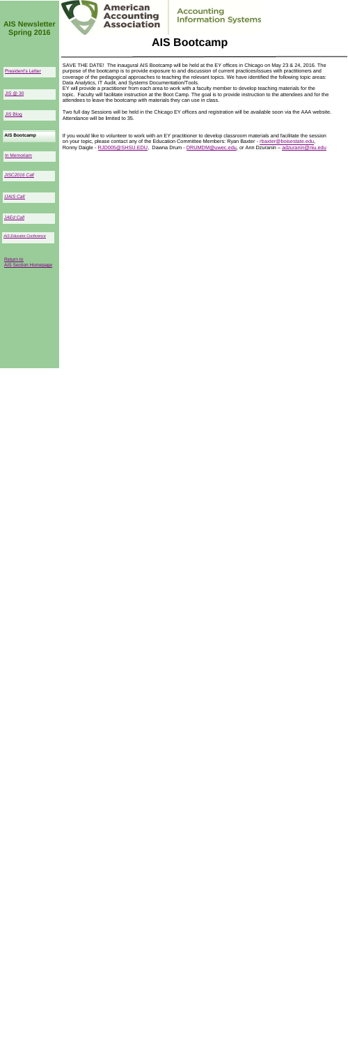**AIS Newsletter Spring 2016**

**American Accounting Association** | **Accounting Information Systems**

# AIS Bootcamp

- President's Letter
- *JIS* @ 30
- *JIS* Blog
- **AIS Bootcamp**
- In Memoriam
- *JISC2016 Call*
- *IJAIS Call*
- *JAEd Call*
- *AIS Educator Conference*
- Return to AIS Section Homepage

SAVE THE DATE! The inaugural AIS Bootcamp will be held at the EY offices in Chicago on May 23 & 24, 2016. The purpose of the bootcamp is to provide exposure to and discussion of current practices/issues with practitioners and coverage of the pedagogical approaches to teaching the relevant topics. We have identified the following topic areas: Data Analytics, IT Audit, and Systems Documentation/Tools.
EY will provide a practitioner from each area to work with a faculty member to develop teaching materials for the topic. Faculty will facilitate instruction at the Boot Camp. The goal is to provide instruction to the attendees and for the attendees to leave the bootcamp with materials they can use in class.

Two full day Sessions will be held in the Chicago EY offices and registration will be available soon via the AAA website. Attendance will be limited to 35.

If you would like to volunteer to work with an EY practitioner to develop classroom materials and facilitate the session on your topic, please contact any of the Education Committee Members: Ryan Baxter - rbaxter@boisestate.edu, Ronny Daigle - RJD005@SHSU.EDU, Dawna Drum - DRUMDM@uwec.edu, or Ann Dzuranin – adzuranin@niu.edu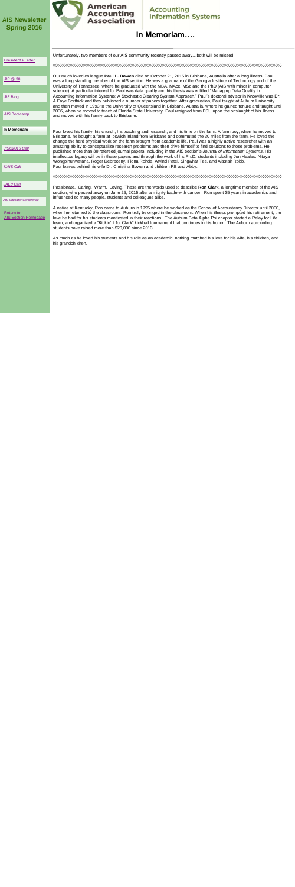# AIS Newsletter Spring 2016

American Accounting Association | Accounting Information Systems

## In Memoriam….

- President's Letter
- JIS @ 30
- JIS Blog
- AIS Bootcamp
- **In Memoriam**
- JISC2016 Call
- IJAIS Call
- JAEd Call
- AIS Educator Conference
- Return to AIS Section Homepage

Unfortunately, two members of our AIS community recently passed away…both will be missed.

◊◊◊◊◊◊◊◊◊◊◊◊◊◊◊◊◊◊◊◊◊◊◊◊◊◊◊◊◊◊◊◊◊◊◊◊◊◊◊◊◊◊◊◊◊◊◊◊◊◊◊◊◊◊◊◊◊◊◊◊◊◊◊◊◊◊◊◊◊◊◊◊◊◊◊◊◊◊◊◊

Our much loved colleague **Paul L. Bowen** died on October 21, 2015 in Brisbane, Australia after a long illness. Paul was a long standing member of the AIS section. He was a graduate of the Georgia Institute of Technology and of the University of Tennessee, where he graduated with the MBA, MAcc, MSc and the PhD (AIS with minor in computer science). A particular interest for Paul was data quality and his thesis was entitled "Managing Data Quality in Accounting Information Systems: A Stochastic Clearing System Approach." Paul's doctoral advisor in Knoxville was Dr. A Faye Borthick and they published a number of papers together. After graduation, Paul taught at Auburn University and then moved in 1993 to the University of Queensland in Brisbane, Australia, where he gained tenure and taught until 2006, when he moved to teach at Florida State University. Paul resigned from FSU upon the onslaught of his illness and moved with his family back to Brisbane.

Paul loved his family, his church, his teaching and research, and his time on the farm. A farm boy, when he moved to Brisbane, he bought a farm at Ipswich inland from Brisbane and commuted the 30 miles from the farm. He loved the change the hard physical work on the farm brought from academic life. Paul was a highly active researcher with an amazing ability to conceptualize research problems and then drive himself to find solutions to those problems. He published more than 30 refereed journal papers, including in the AIS section's *Journal of Information Systems*. His intellectual legacy will be in these papers and through the work of his Ph.D. students including Jon Heales, Nitaya Wongpinunwatana, Roger Debreceny, Fiona Rohde, Arvind Patel, Singwhat Tee, and Alastair Robb.
Paul leaves behind his wife Dr. Christina Bowen and children RB and Abby.

◊◊◊◊◊◊◊◊◊◊◊◊◊◊◊◊◊◊◊◊◊◊◊◊◊◊◊◊◊◊◊◊◊◊◊◊◊◊◊◊◊◊◊◊◊◊◊◊◊◊◊◊◊◊◊◊◊◊◊◊◊◊◊◊◊◊◊◊◊◊◊◊◊◊◊◊◊◊◊◊

Passionate. Caring. Warm. Loving. These are the words used to describe **Ron Clark**, a longtime member of the AIS section, who passed away on June 25, 2015 after a mighty battle with cancer. Ron spent 35 years in academics and influenced so many people, students and colleagues alike.

A native of Kentucky, Ron came to Auburn in 1995 where he worked as the School of Accountancy Director until 2000, when he returned to the classroom. Ron truly belonged in the classroom. When his illness prompted his retirement, the love he had for his students manifested in their reactions. The Auburn Beta Alpha Psi chapter started a Relay for Life team, and organized a "Kickin' it for Clark" kickball tournament that continues in his honor. The Auburn accounting students have raised more than $20,000 since 2013.

As much as he loved his students and his role as an academic, nothing matched his love for his wife, his children, and his grandchildren.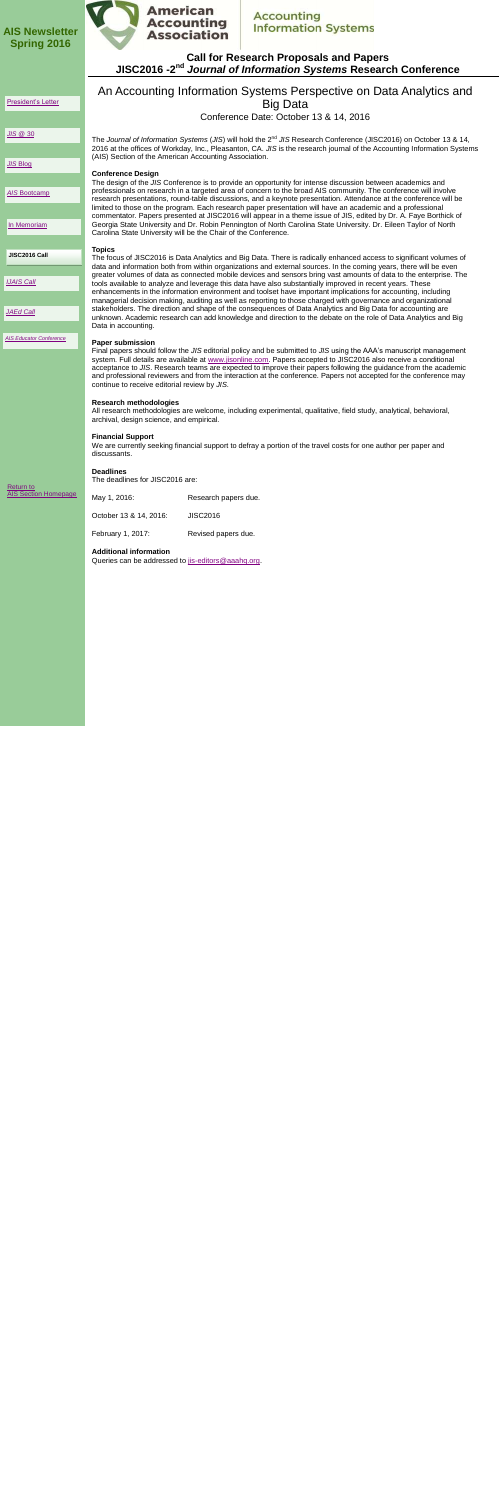# AIS Newsletter Spring 2016

American Accounting Association | Accounting Information Systems

## Call for Research Proposals and Papers JISC2016 -2nd *Journal of Information Systems* Research Conference

- President's Letter
- *JIS* @ 30
- *JIS* Blog
- AIS Bootcamp
- In Memoriam
- *JISC2016* Call
- *UAIS Call*
- *JAEd Call*
- *AIS Educator Conference*

Return to AIS Section Homepage

## An Accounting Information Systems Perspective on Data Analytics and Big Data

Conference Date: October 13 & 14, 2016

The *Journal of Information Systems* (*JIS*) will hold the 2nd *JIS* Research Conference (JISC2016) on October 13 & 14, 2016 at the offices of Workday, Inc., Pleasanton, CA. *JIS* is the research journal of the Accounting Information Systems (AIS) Section of the American Accounting Association.

### Conference Design

The design of the *JIS* Conference is to provide an opportunity for intense discussion between academics and professionals on research in a targeted area of concern to the broad AIS community. The conference will involve research presentations, round-table discussions, and a keynote presentation. Attendance at the conference will be limited to those on the program. Each research paper presentation will have an academic and a professional commentator. Papers presented at JISC2016 will appear in a theme issue of JIS, edited by Dr. A. Faye Borthick of Georgia State University and Dr. Robin Pennington of North Carolina State University. Dr. Eileen Taylor of North Carolina State University will be the Chair of the Conference.

### Topics

The focus of JISC2016 is Data Analytics and Big Data. There is radically enhanced access to significant volumes of data and information both from within organizations and external sources. In the coming years, there will be even greater volumes of data as connected mobile devices and sensors bring vast amounts of data to the enterprise. The tools available to analyze and leverage this data have also substantially improved in recent years. These enhancements in the information environment and toolset have important implications for accounting, including managerial decision making, auditing as well as reporting to those charged with governance and organizational stakeholders. The direction and shape of the consequences of Data Analytics and Big Data for accounting are unknown. Academic research can add knowledge and direction to the debate on the role of Data Analytics and Big Data in accounting.

### Paper submission

Final papers should follow the *JIS* editorial policy and be submitted to *JIS* using the AAA's manuscript management system. Full details are available at www.jisonline.com. Papers accepted to JISC2016 also receive a conditional acceptance to *JIS*. Research teams are expected to improve their papers following the guidance from the academic and professional reviewers and from the interaction at the conference. Papers not accepted for the conference may continue to receive editorial review by *JIS*.

### Research methodologies

All research methodologies are welcome, including experimental, qualitative, field study, analytical, behavioral, archival, design science, and empirical.

### Financial Support

We are currently seeking financial support to defray a portion of the travel costs for one author per paper and discussants.

### Deadlines

The deadlines for JISC2016 are:

| | |
|---|---|
| May 1, 2016: | Research papers due. |
| October 13 & 14, 2016: | JISC2016 |
| February 1, 2017: | Revised papers due. |

### Additional information

Queries can be addressed to jis-editors@aaahq.org.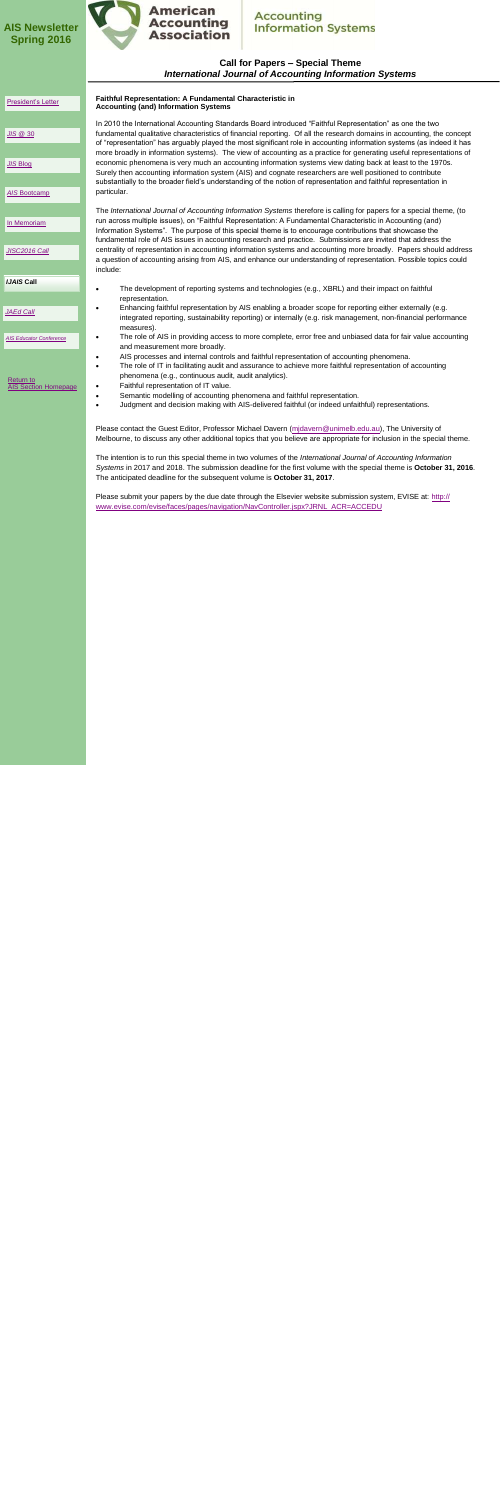# AIS Newsletter Spring 2016

American Accounting Association | Accounting Information Systems

- President's Letter
- JIS @ 30
- JIS Blog
- AIS Bootcamp
- In Memoriam
- JISC2016 Call
- **IJAIS Call**
- JAEd Call
- AIS Educator Conference
- Return to AIS Section Homepage

## Call for Papers – Special Theme
### *International Journal of Accounting Information Systems*

**Faithful Representation: A Fundamental Characteristic in Accounting (and) Information Systems**

In 2010 the International Accounting Standards Board introduced "Faithful Representation" as one the two fundamental qualitative characteristics of financial reporting. Of all the research domains in accounting, the concept of "representation" has arguably played the most significant role in accounting information systems (as indeed it has more broadly in information systems). The view of accounting as a practice for generating useful representations of economic phenomena is very much an accounting information systems view dating back at least to the 1970s. Surely then accounting information system (AIS) and cognate researchers are well positioned to contribute substantially to the broader field's understanding of the notion of representation and faithful representation in particular.

The *International Journal of Accounting Information Systems* therefore is calling for papers for a special theme, (to run across multiple issues), on "Faithful Representation: A Fundamental Characteristic in Accounting (and) Information Systems". The purpose of this special theme is to encourage contributions that showcase the fundamental role of AIS issues in accounting research and practice. Submissions are invited that address the centrality of representation in accounting information systems and accounting more broadly. Papers should address a question of accounting arising from AIS, and enhance our understanding of representation. Possible topics could include:

- The development of reporting systems and technologies (e.g., XBRL) and their impact on faithful representation.
- Enhancing faithful representation by AIS enabling a broader scope for reporting either externally (e.g. integrated reporting, sustainability reporting) or internally (e.g. risk management, non-financial performance measures).
- The role of AIS in providing access to more complete, error free and unbiased data for fair value accounting and measurement more broadly.
- AIS processes and internal controls and faithful representation of accounting phenomena.
- The role of IT in facilitating audit and assurance to achieve more faithful representation of accounting phenomena (e.g., continuous audit, audit analytics).
- Faithful representation of IT value.
- Semantic modelling of accounting phenomena and faithful representation.
- Judgment and decision making with AIS-delivered faithful (or indeed unfaithful) representations.

Please contact the Guest Editor, Professor Michael Davern (mjdavern@unimelb.edu.au), The University of Melbourne, to discuss any other additional topics that you believe are appropriate for inclusion in the special theme.

The intention is to run this special theme in two volumes of the *International Journal of Accounting Information Systems* in 2017 and 2018. The submission deadline for the first volume with the special theme is **October 31, 2016**. The anticipated deadline for the subsequent volume is **October 31, 2017**.

Please submit your papers by the due date through the Elsevier website submission system, EVISE at: http://www.evise.com/evise/faces/pages/navigation/NavController.jspx?JRNL_ACR=ACCEDU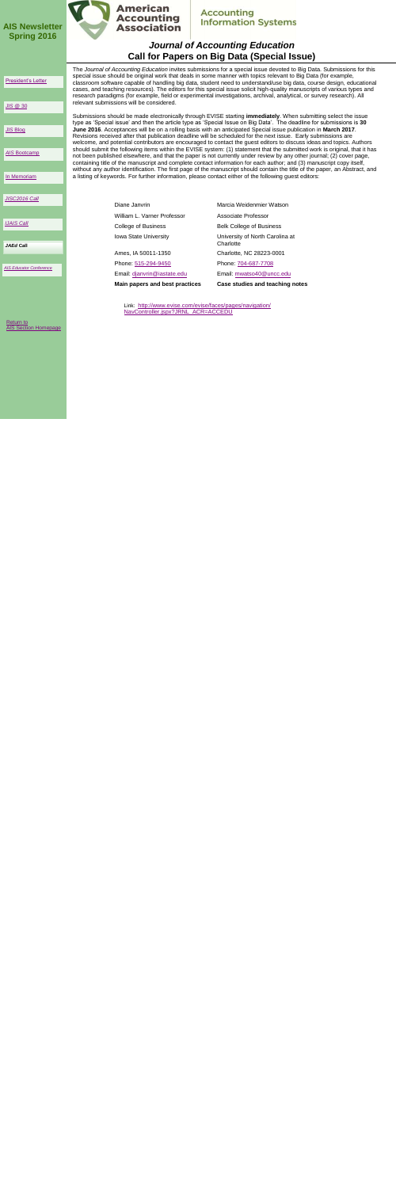**AIS Newsletter Spring 2016**

American Accounting Association

Accounting Information Systems

# *Journal of Accounting Education* Call for Papers on Big Data (Special Issue)

- President's Letter
- JIS @ 30
- JIS Blog
- AIS Bootcamp
- In Memoriam
- JISC2016 Call
- IJAIS Call
- JAEd Call
- AIS Educator Conference
- Return to AIS Section Homepage

The *Journal of Accounting Education* invites submissions for a special issue devoted to Big Data. Submissions for this special issue should be original work that deals in some manner with topics relevant to Big Data (for example, classroom software capable of handling big data, student need to understand/use big data, course design, educational cases, and teaching resources). The editors for this special issue solicit high-quality manuscripts of various types and research paradigms (for example, field or experimental investigations, archival, analytical, or survey research). All relevant submissions will be considered.

Submissions should be made electronically through EVISE starting **immediately**. When submitting select the issue type as 'Special issue' and then the article type as 'Special Issue on Big Data'. The deadline for submissions is **30 June 2016**. Acceptances will be on a rolling basis with an anticipated Special issue publication in **March 2017**. Revisions received after that publication deadline will be scheduled for the next issue. Early submissions are welcome, and potential contributors are encouraged to contact the guest editors to discuss ideas and topics. Authors should submit the following items within the EVISE system: (1) statement that the submitted work is original, that it has not been published elsewhere, and that the paper is not currently under review by any other journal; (2) cover page, containing title of the manuscript and complete contact information for each author; and (3) manuscript copy itself, without any author identification. The first page of the manuscript should contain the title of the paper, an Abstract, and a listing of keywords. For further information, please contact either of the following guest editors:

| Diane Janvrin | Marcia Weidenmier Watson |
|---|---|
| William L. Varner Professor | Associate Professor |
| College of Business | Belk College of Business |
| Iowa State University | University of North Carolina at Charlotte |
| Ames, IA 50011-1350 | Charlotte, NC 28223-0001 |
| Phone: 515-294-9450 | Phone: 704-687-7708 |
| Email: djanvrin@iastate.edu | Email: mwatso40@uncc.edu |
| **Main papers and best practices** | **Case studies and teaching notes** |

Link: http://www.evise.com/evise/faces/pages/navigation/NavController.jspx?JRNL_ACR=ACCEDU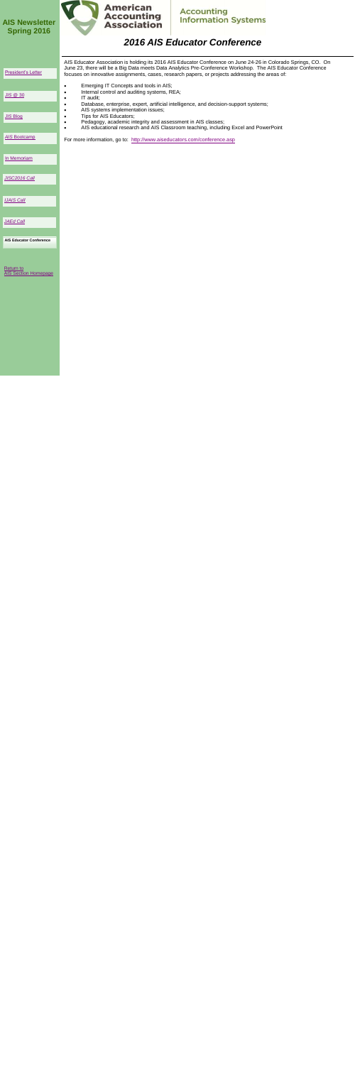**AIS Newsletter Spring 2016**

American Accounting Association

Accounting Information Systems

# 2016 AIS Educator Conference

President's Letter

*JIS* @ 30

*JIS* Blog

*AIS* Bootcamp

In Memoriam

*JISC2016 Call*

*IJAIS Call*

*JAEd Call*

**AIS Educator Conference**

Return to AIS Section Homepage

AIS Educator Association is holding its 2016 AIS Educator Conference on June 24-26 in Colorado Springs, CO. On June 23, there will be a Big Data meets Data Analytics Pre-Conference Workshop. The AIS Educator Conference focuses on innovative assignments, cases, research papers, or projects addressing the areas of:

- Emerging IT Concepts and tools in AIS;
- Internal control and auditing systems, REA;
- IT audit;
- Database, enterprise, expert, artificial intelligence, and decision-support systems;
- AIS systems implementation issues;
- Tips for AIS Educators;
- Pedagogy, academic integrity and assessment in AIS classes;
- AIS educational research and AIS Classroom teaching, including Excel and PowerPoint

For more information, go to: http://www.aiseducators.com/conference.asp